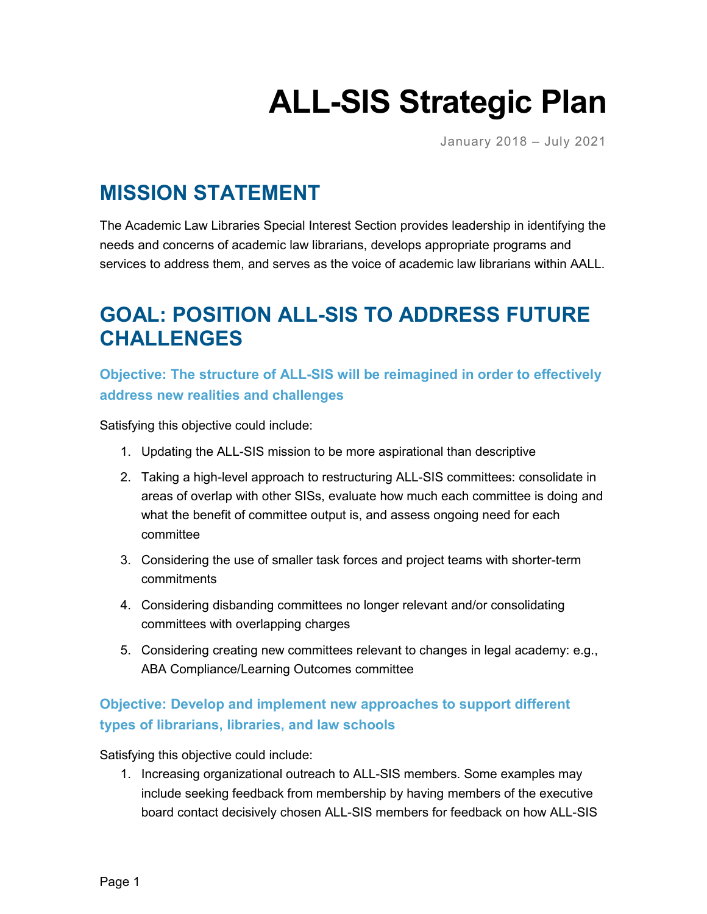# ALL-SIS Strategic Plan

January 2018 – July 2021

## MISSION STATEMENT

The Academic Law Libraries Special Interest Section provides leadership in identifying the needs and concerns of academic law librarians, develops appropriate programs and services to address them, and serves as the voice of academic law librarians within AALL.

## GOAL: POSITION ALL-SIS TO ADDRESS FUTURE CHALLENGES

### Objective: The structure of ALL-SIS will be reimagined in order to effectively address new realities and challenges

Satisfying this objective could include:

1. Updating the ALL-SIS mission to be more aspirational than descriptive
2. Taking a high-level approach to restructuring ALL-SIS committees: consolidate in areas of overlap with other SISs, evaluate how much each committee is doing and what the benefit of committee output is, and assess ongoing need for each committee
3. Considering the use of smaller task forces and project teams with shorter-term commitments
4. Considering disbanding committees no longer relevant and/or consolidating committees with overlapping charges
5. Considering creating new committees relevant to changes in legal academy: e.g., ABA Compliance/Learning Outcomes committee

### Objective: Develop and implement new approaches to support different types of librarians, libraries, and law schools

Satisfying this objective could include:

1. Increasing organizational outreach to ALL-SIS members. Some examples may include seeking feedback from membership by having members of the executive board contact decisively chosen ALL-SIS members for feedback on how ALL-SIS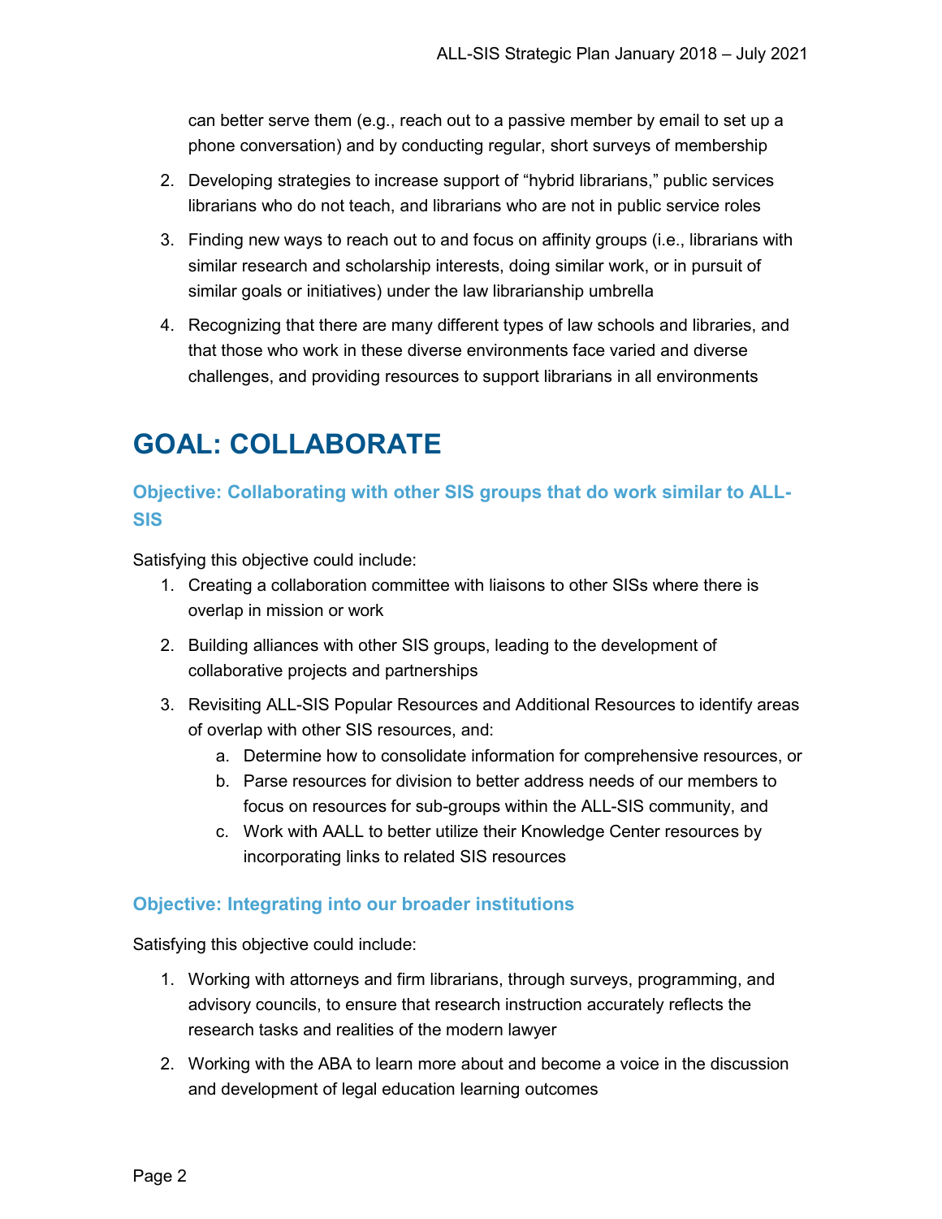can better serve them (e.g., reach out to a passive member by email to set up a phone conversation) and by conducting regular, short surveys of membership

2. Developing strategies to increase support of "hybrid librarians," public services librarians who do not teach, and librarians who are not in public service roles
3. Finding new ways to reach out to and focus on affinity groups (i.e., librarians with similar research and scholarship interests, doing similar work, or in pursuit of similar goals or initiatives) under the law librarianship umbrella
4. Recognizing that there are many different types of law schools and libraries, and that those who work in these diverse environments face varied and diverse challenges, and providing resources to support librarians in all environments

# GOAL: COLLABORATE

### Objective: Collaborating with other SIS groups that do work similar to ALL-SIS

Satisfying this objective could include:

1. Creating a collaboration committee with liaisons to other SISs where there is overlap in mission or work
2. Building alliances with other SIS groups, leading to the development of collaborative projects and partnerships
3. Revisiting ALL-SIS Popular Resources and Additional Resources to identify areas of overlap with other SIS resources, and:
   a. Determine how to consolidate information for comprehensive resources, or
   b. Parse resources for division to better address needs of our members to focus on resources for sub-groups within the ALL-SIS community, and
   c. Work with AALL to better utilize their Knowledge Center resources by incorporating links to related SIS resources

### Objective: Integrating into our broader institutions

Satisfying this objective could include:

1. Working with attorneys and firm librarians, through surveys, programming, and advisory councils, to ensure that research instruction accurately reflects the research tasks and realities of the modern lawyer
2. Working with the ABA to learn more about and become a voice in the discussion and development of legal education learning outcomes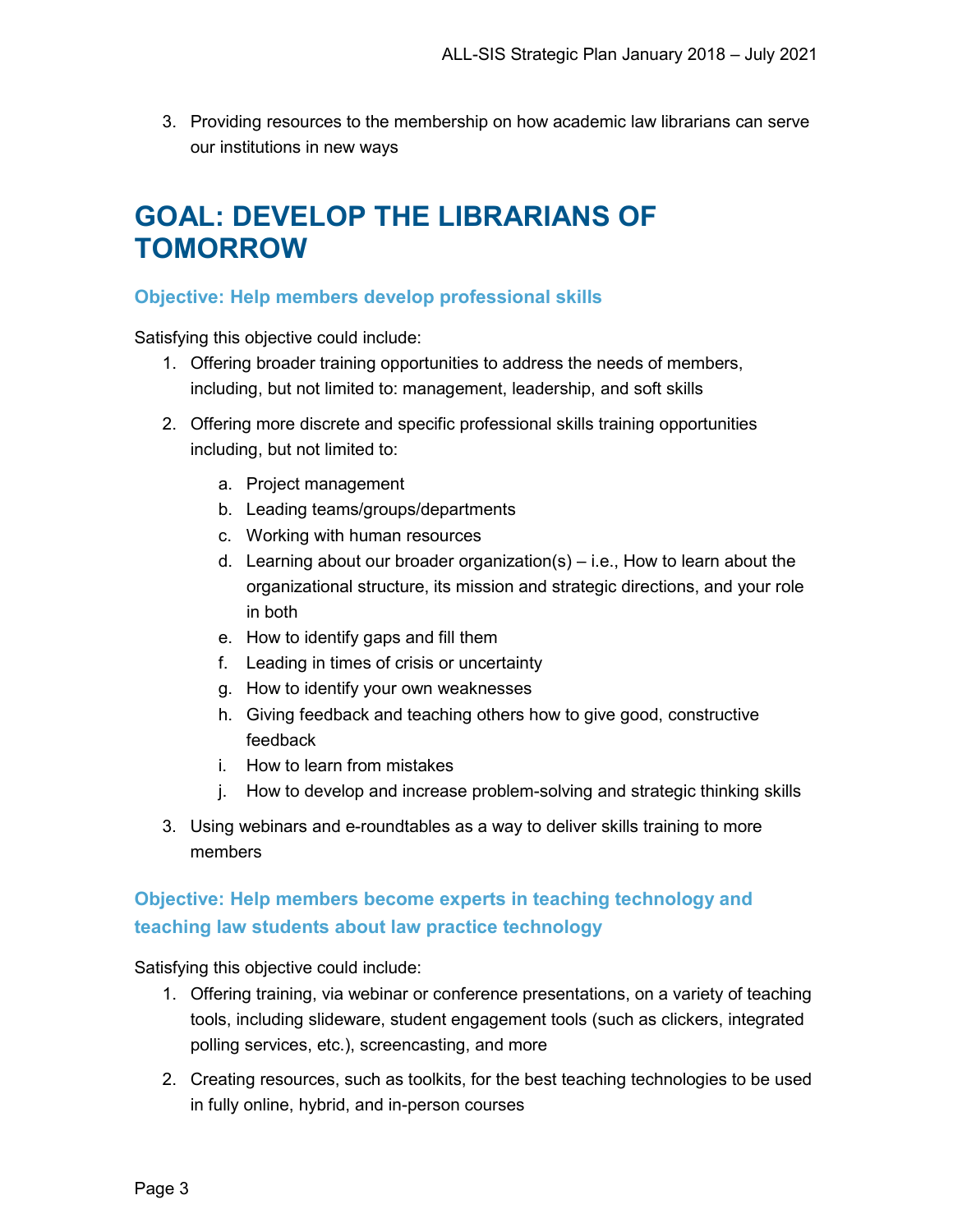3. Providing resources to the membership on how academic law librarians can serve our institutions in new ways

# GOAL: DEVELOP THE LIBRARIANS OF TOMORROW

### Objective: Help members develop professional skills

Satisfying this objective could include:

1. Offering broader training opportunities to address the needs of members, including, but not limited to: management, leadership, and soft skills
2. Offering more discrete and specific professional skills training opportunities including, but not limited to:
    a. Project management
    b. Leading teams/groups/departments
    c. Working with human resources
    d. Learning about our broader organization(s) – i.e., How to learn about the organizational structure, its mission and strategic directions, and your role in both
    e. How to identify gaps and fill them
    f. Leading in times of crisis or uncertainty
    g. How to identify your own weaknesses
    h. Giving feedback and teaching others how to give good, constructive feedback
    i. How to learn from mistakes
    j. How to develop and increase problem-solving and strategic thinking skills
3. Using webinars and e-roundtables as a way to deliver skills training to more members

### Objective: Help members become experts in teaching technology and teaching law students about law practice technology

Satisfying this objective could include:

1. Offering training, via webinar or conference presentations, on a variety of teaching tools, including slideware, student engagement tools (such as clickers, integrated polling services, etc.), screencasting, and more
2. Creating resources, such as toolkits, for the best teaching technologies to be used in fully online, hybrid, and in-person courses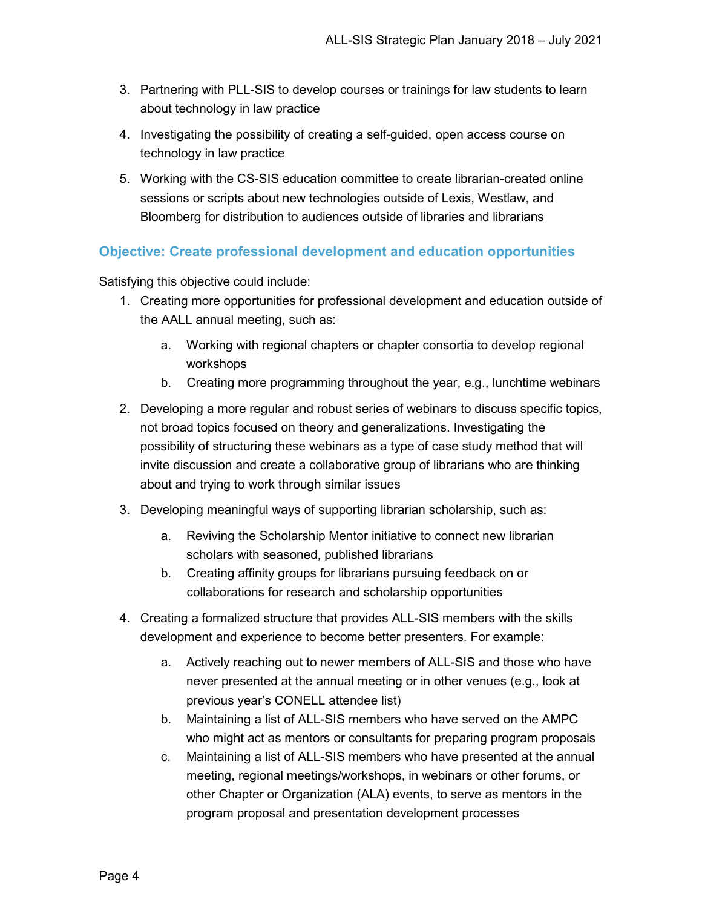3. Partnering with PLL-SIS to develop courses or trainings for law students to learn about technology in law practice
4. Investigating the possibility of creating a self-guided, open access course on technology in law practice
5. Working with the CS-SIS education committee to create librarian-created online sessions or scripts about new technologies outside of Lexis, Westlaw, and Bloomberg for distribution to audiences outside of libraries and librarians

### Objective: Create professional development and education opportunities

Satisfying this objective could include:

1. Creating more opportunities for professional development and education outside of the AALL annual meeting, such as:
    a. Working with regional chapters or chapter consortia to develop regional workshops
    b. Creating more programming throughout the year, e.g., lunchtime webinars
2. Developing a more regular and robust series of webinars to discuss specific topics, not broad topics focused on theory and generalizations. Investigating the possibility of structuring these webinars as a type of case study method that will invite discussion and create a collaborative group of librarians who are thinking about and trying to work through similar issues
3. Developing meaningful ways of supporting librarian scholarship, such as:
    a. Reviving the Scholarship Mentor initiative to connect new librarian scholars with seasoned, published librarians
    b. Creating affinity groups for librarians pursuing feedback on or collaborations for research and scholarship opportunities
4. Creating a formalized structure that provides ALL-SIS members with the skills development and experience to become better presenters. For example:
    a. Actively reaching out to newer members of ALL-SIS and those who have never presented at the annual meeting or in other venues (e.g., look at previous year's CONELL attendee list)
    b. Maintaining a list of ALL-SIS members who have served on the AMPC who might act as mentors or consultants for preparing program proposals
    c. Maintaining a list of ALL-SIS members who have presented at the annual meeting, regional meetings/workshops, in webinars or other forums, or other Chapter or Organization (ALA) events, to serve as mentors in the program proposal and presentation development processes